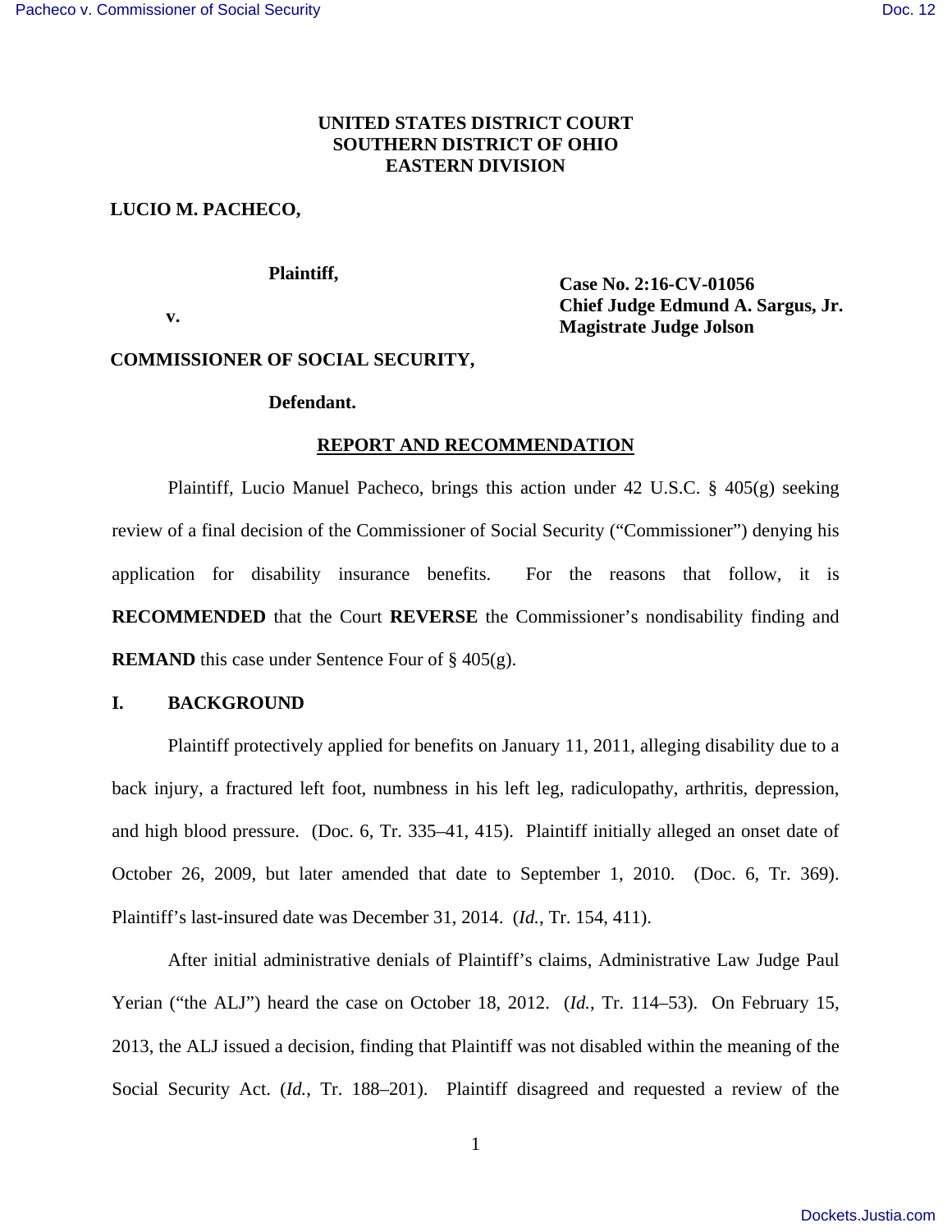**UNITED STATES DISTRICT COURT**
**SOUTHERN DISTRICT OF OHIO**
**EASTERN DIVISION**

**LUCIO M. PACHECO,**

**Plaintiff,**

**v.**

**COMMISSIONER OF SOCIAL SECURITY,**

**Defendant.**

**Case No. 2:16-CV-01056**
**Chief Judge Edmund A. Sargus, Jr.**
**Magistrate Judge Jolson**

## REPORT AND RECOMMENDATION

Plaintiff, Lucio Manuel Pacheco, brings this action under 42 U.S.C. § 405(g) seeking review of a final decision of the Commissioner of Social Security ("Commissioner") denying his application for disability insurance benefits. For the reasons that follow, it is **RECOMMENDED** that the Court **REVERSE** the Commissioner's nondisability finding and **REMAND** this case under Sentence Four of § 405(g).

## I. BACKGROUND

Plaintiff protectively applied for benefits on January 11, 2011, alleging disability due to a back injury, a fractured left foot, numbness in his left leg, radiculopathy, arthritis, depression, and high blood pressure. (Doc. 6, Tr. 335–41, 415). Plaintiff initially alleged an onset date of October 26, 2009, but later amended that date to September 1, 2010. (Doc. 6, Tr. 369). Plaintiff's last-insured date was December 31, 2014. (*Id.*, Tr. 154, 411).

After initial administrative denials of Plaintiff's claims, Administrative Law Judge Paul Yerian ("the ALJ") heard the case on October 18, 2012. (*Id.*, Tr. 114–53). On February 15, 2013, the ALJ issued a decision, finding that Plaintiff was not disabled within the meaning of the Social Security Act. (*Id.*, Tr. 188–201). Plaintiff disagreed and requested a review of the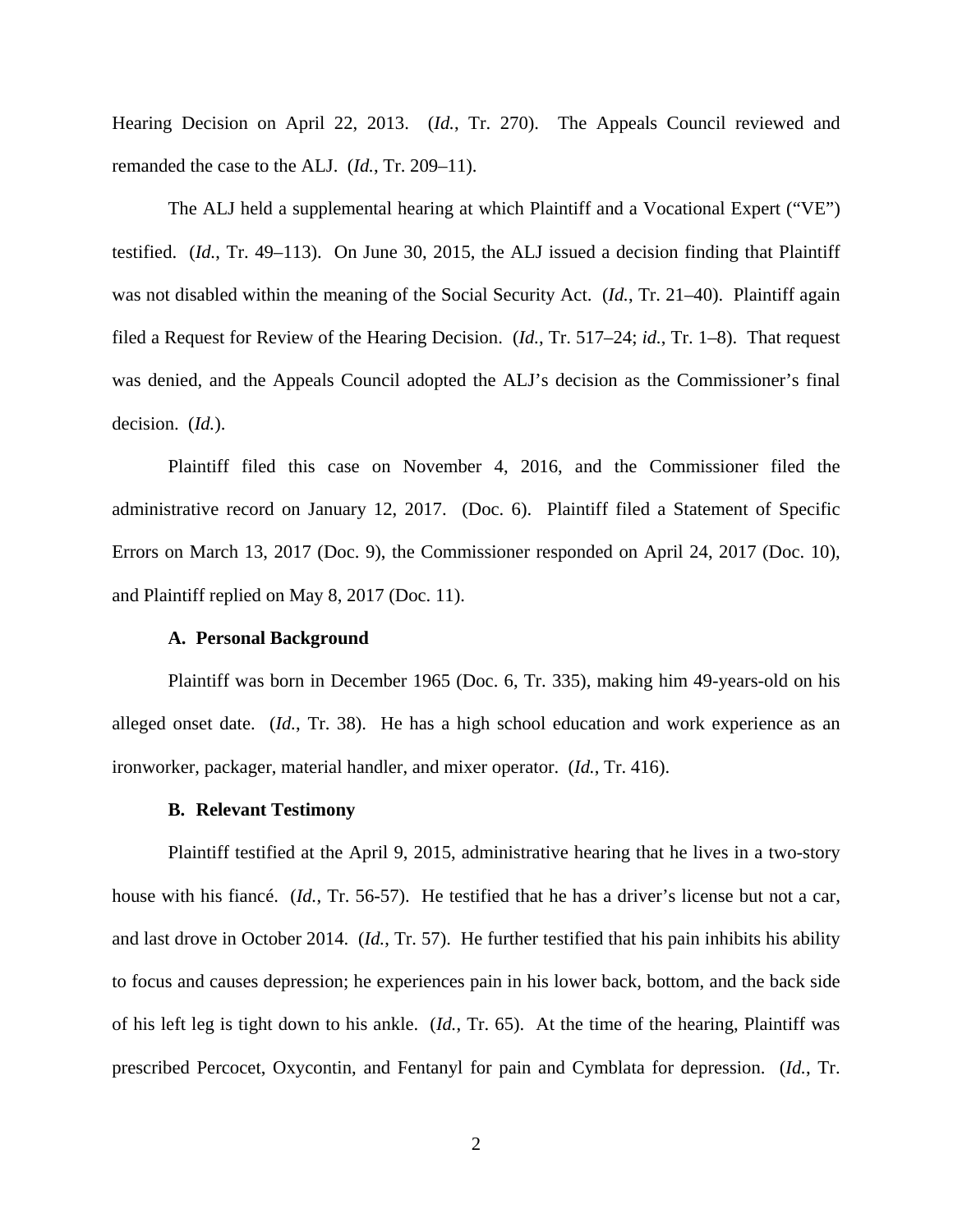Hearing Decision on April 22, 2013. (*Id.*, Tr. 270). The Appeals Council reviewed and remanded the case to the ALJ. (*Id.*, Tr. 209–11).

The ALJ held a supplemental hearing at which Plaintiff and a Vocational Expert ("VE") testified. (*Id.*, Tr. 49–113). On June 30, 2015, the ALJ issued a decision finding that Plaintiff was not disabled within the meaning of the Social Security Act. (*Id.*, Tr. 21–40). Plaintiff again filed a Request for Review of the Hearing Decision. (*Id.*, Tr. 517–24; *id.*, Tr. 1–8). That request was denied, and the Appeals Council adopted the ALJ's decision as the Commissioner's final decision. (*Id.*).

Plaintiff filed this case on November 4, 2016, and the Commissioner filed the administrative record on January 12, 2017. (Doc. 6). Plaintiff filed a Statement of Specific Errors on March 13, 2017 (Doc. 9), the Commissioner responded on April 24, 2017 (Doc. 10), and Plaintiff replied on May 8, 2017 (Doc. 11).

**A. Personal Background**

Plaintiff was born in December 1965 (Doc. 6, Tr. 335), making him 49-years-old on his alleged onset date. (*Id.*, Tr. 38). He has a high school education and work experience as an ironworker, packager, material handler, and mixer operator. (*Id.*, Tr. 416).

**B. Relevant Testimony**

Plaintiff testified at the April 9, 2015, administrative hearing that he lives in a two-story house with his fiancé. (*Id.*, Tr. 56-57). He testified that he has a driver's license but not a car, and last drove in October 2014. (*Id.*, Tr. 57). He further testified that his pain inhibits his ability to focus and causes depression; he experiences pain in his lower back, bottom, and the back side of his left leg is tight down to his ankle. (*Id.*, Tr. 65). At the time of the hearing, Plaintiff was prescribed Percocet, Oxycontin, and Fentanyl for pain and Cymblata for depression. (*Id.*, Tr.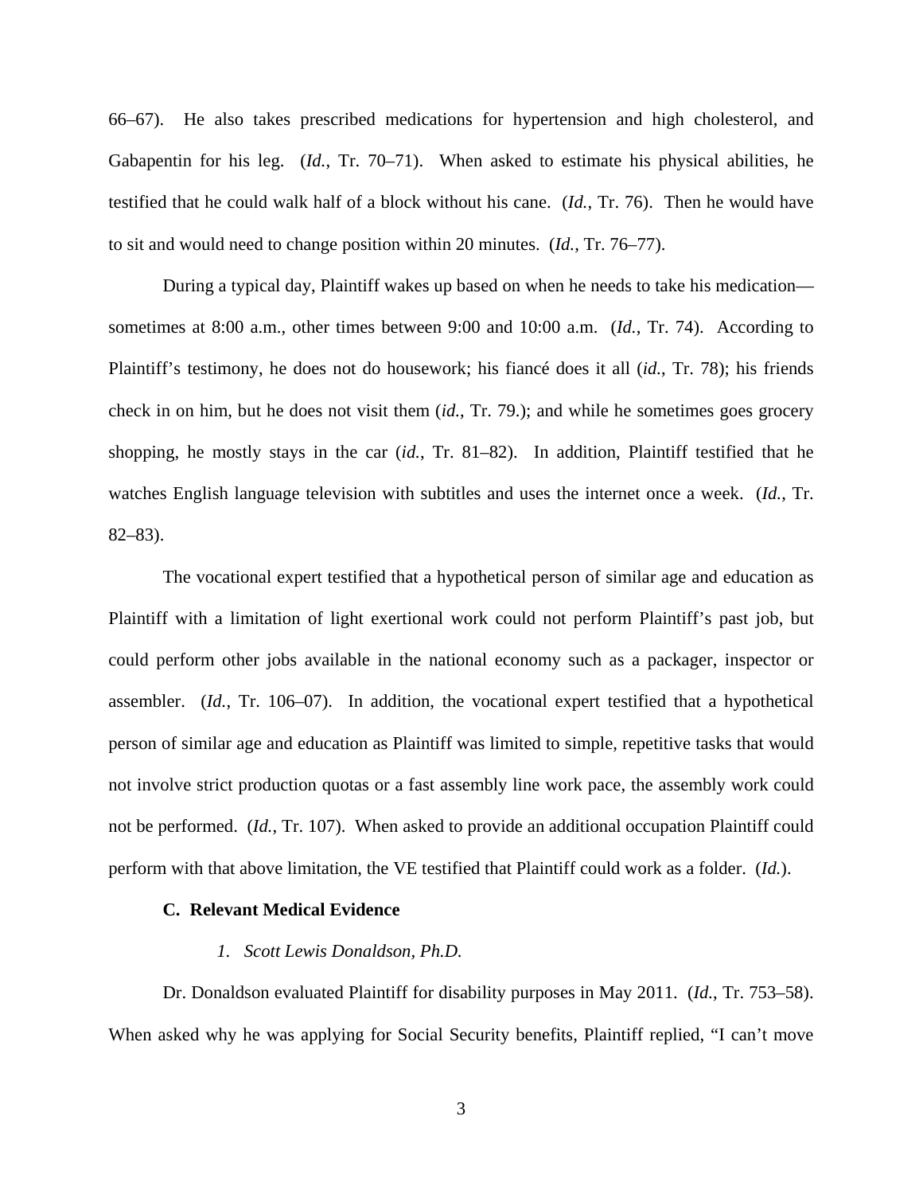66–67). He also takes prescribed medications for hypertension and high cholesterol, and Gabapentin for his leg. (*Id.*, Tr. 70–71). When asked to estimate his physical abilities, he testified that he could walk half of a block without his cane. (*Id.*, Tr. 76). Then he would have to sit and would need to change position within 20 minutes. (*Id.*, Tr. 76–77).

During a typical day, Plaintiff wakes up based on when he needs to take his medication—sometimes at 8:00 a.m., other times between 9:00 and 10:00 a.m. (*Id.*, Tr. 74). According to Plaintiff's testimony, he does not do housework; his fiancé does it all (*id.*, Tr. 78); his friends check in on him, but he does not visit them (*id.*, Tr. 79.); and while he sometimes goes grocery shopping, he mostly stays in the car (*id.*, Tr. 81–82). In addition, Plaintiff testified that he watches English language television with subtitles and uses the internet once a week. (*Id.*, Tr. 82–83).

The vocational expert testified that a hypothetical person of similar age and education as Plaintiff with a limitation of light exertional work could not perform Plaintiff's past job, but could perform other jobs available in the national economy such as a packager, inspector or assembler. (*Id.*, Tr. 106–07). In addition, the vocational expert testified that a hypothetical person of similar age and education as Plaintiff was limited to simple, repetitive tasks that would not involve strict production quotas or a fast assembly line work pace, the assembly work could not be performed. (*Id.*, Tr. 107). When asked to provide an additional occupation Plaintiff could perform with that above limitation, the VE testified that Plaintiff could work as a folder. (*Id.*).

### C. Relevant Medical Evidence

#### *1. Scott Lewis Donaldson, Ph.D.*

Dr. Donaldson evaluated Plaintiff for disability purposes in May 2011. (*Id.*, Tr. 753–58). When asked why he was applying for Social Security benefits, Plaintiff replied, "I can't move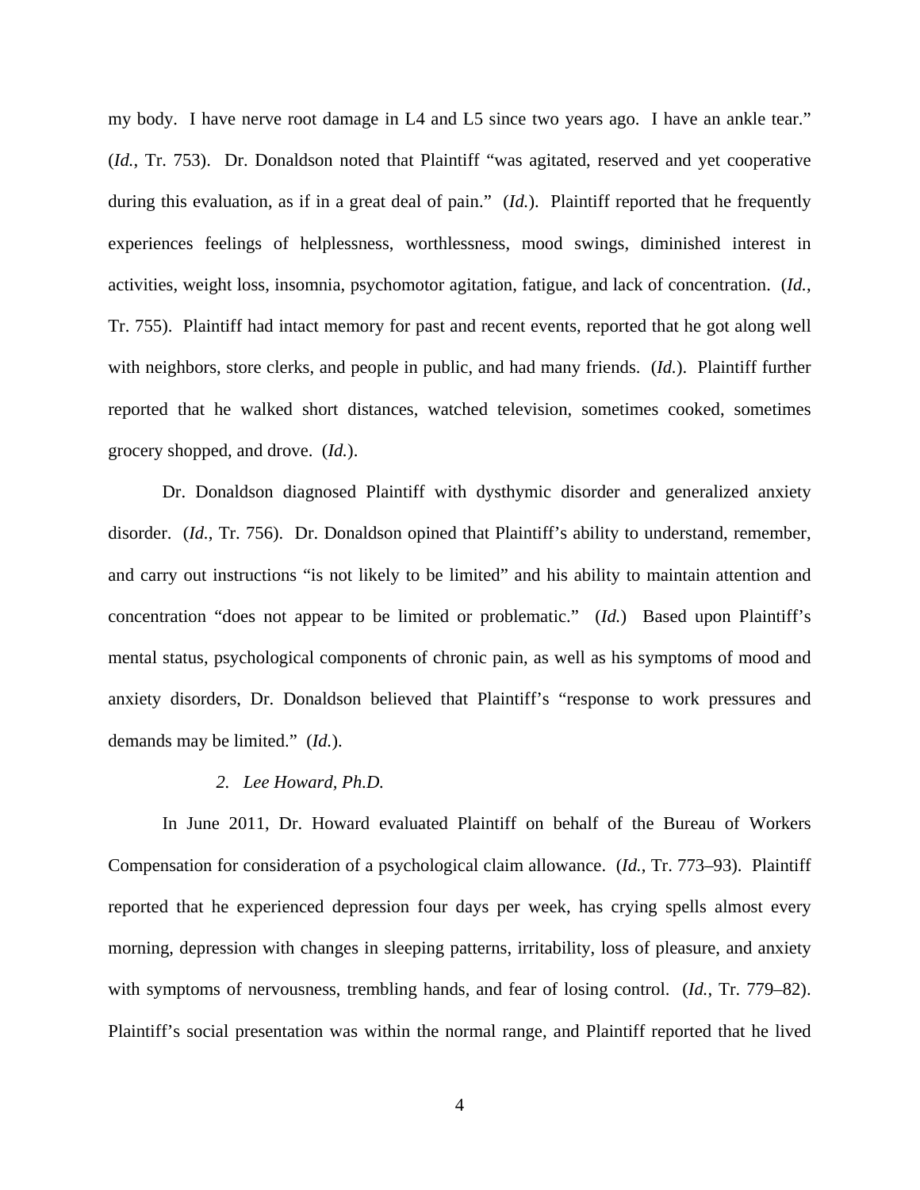my body. I have nerve root damage in L4 and L5 since two years ago. I have an ankle tear." (*Id.*, Tr. 753). Dr. Donaldson noted that Plaintiff "was agitated, reserved and yet cooperative during this evaluation, as if in a great deal of pain." (*Id.*). Plaintiff reported that he frequently experiences feelings of helplessness, worthlessness, mood swings, diminished interest in activities, weight loss, insomnia, psychomotor agitation, fatigue, and lack of concentration. (*Id.*, Tr. 755). Plaintiff had intact memory for past and recent events, reported that he got along well with neighbors, store clerks, and people in public, and had many friends. (*Id.*). Plaintiff further reported that he walked short distances, watched television, sometimes cooked, sometimes grocery shopped, and drove. (*Id.*).

Dr. Donaldson diagnosed Plaintiff with dysthymic disorder and generalized anxiety disorder. (*Id.*, Tr. 756). Dr. Donaldson opined that Plaintiff's ability to understand, remember, and carry out instructions "is not likely to be limited" and his ability to maintain attention and concentration "does not appear to be limited or problematic." (*Id.*) Based upon Plaintiff's mental status, psychological components of chronic pain, as well as his symptoms of mood and anxiety disorders, Dr. Donaldson believed that Plaintiff's "response to work pressures and demands may be limited." (*Id.*).

*2. Lee Howard, Ph.D.*

In June 2011, Dr. Howard evaluated Plaintiff on behalf of the Bureau of Workers Compensation for consideration of a psychological claim allowance. (*Id.*, Tr. 773–93). Plaintiff reported that he experienced depression four days per week, has crying spells almost every morning, depression with changes in sleeping patterns, irritability, loss of pleasure, and anxiety with symptoms of nervousness, trembling hands, and fear of losing control. (*Id.*, Tr. 779–82). Plaintiff's social presentation was within the normal range, and Plaintiff reported that he lived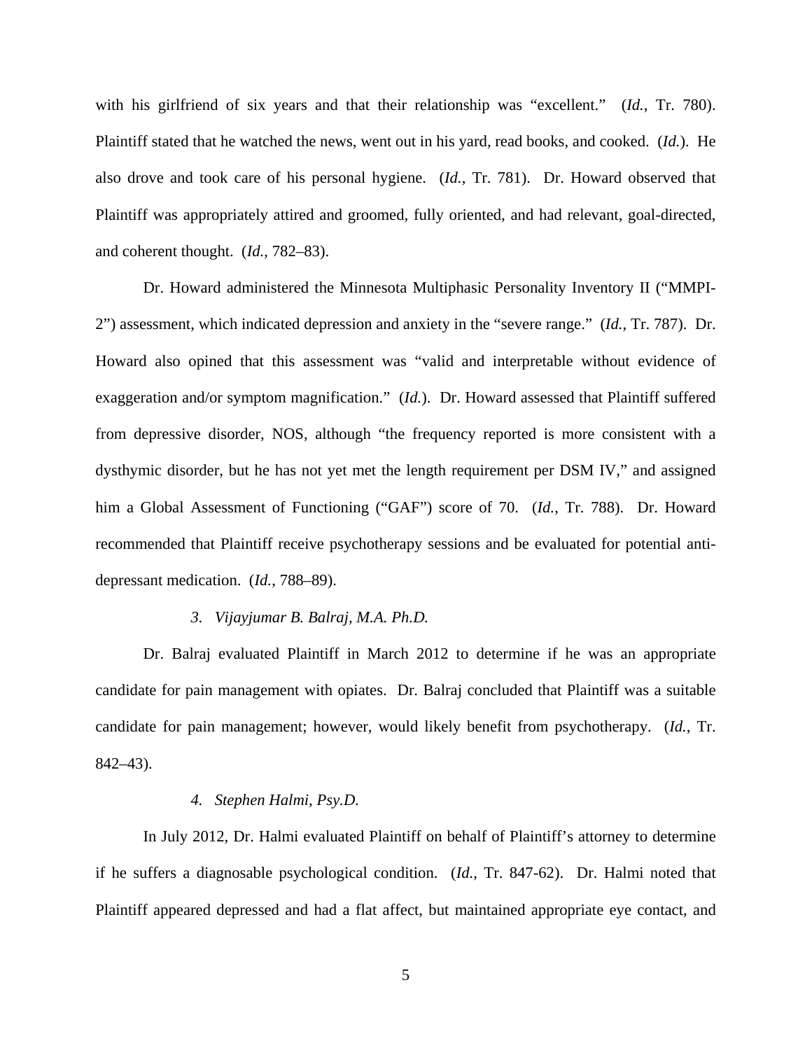with his girlfriend of six years and that their relationship was "excellent." (*Id.*, Tr. 780). Plaintiff stated that he watched the news, went out in his yard, read books, and cooked. (*Id.*). He also drove and took care of his personal hygiene. (*Id.*, Tr. 781). Dr. Howard observed that Plaintiff was appropriately attired and groomed, fully oriented, and had relevant, goal-directed, and coherent thought. (*Id.*, 782–83).

Dr. Howard administered the Minnesota Multiphasic Personality Inventory II ("MMPI-2") assessment, which indicated depression and anxiety in the "severe range." (*Id.*, Tr. 787). Dr. Howard also opined that this assessment was "valid and interpretable without evidence of exaggeration and/or symptom magnification." (*Id.*). Dr. Howard assessed that Plaintiff suffered from depressive disorder, NOS, although "the frequency reported is more consistent with a dysthymic disorder, but he has not yet met the length requirement per DSM IV," and assigned him a Global Assessment of Functioning ("GAF") score of 70. (*Id.*, Tr. 788). Dr. Howard recommended that Plaintiff receive psychotherapy sessions and be evaluated for potential anti-depressant medication. (*Id.*, 788–89).

*3. Vijayjumar B. Balraj, M.A. Ph.D.*

Dr. Balraj evaluated Plaintiff in March 2012 to determine if he was an appropriate candidate for pain management with opiates. Dr. Balraj concluded that Plaintiff was a suitable candidate for pain management; however, would likely benefit from psychotherapy. (*Id.*, Tr. 842–43).

*4. Stephen Halmi, Psy.D.*

In July 2012, Dr. Halmi evaluated Plaintiff on behalf of Plaintiff's attorney to determine if he suffers a diagnosable psychological condition. (*Id.*, Tr. 847-62). Dr. Halmi noted that Plaintiff appeared depressed and had a flat affect, but maintained appropriate eye contact, and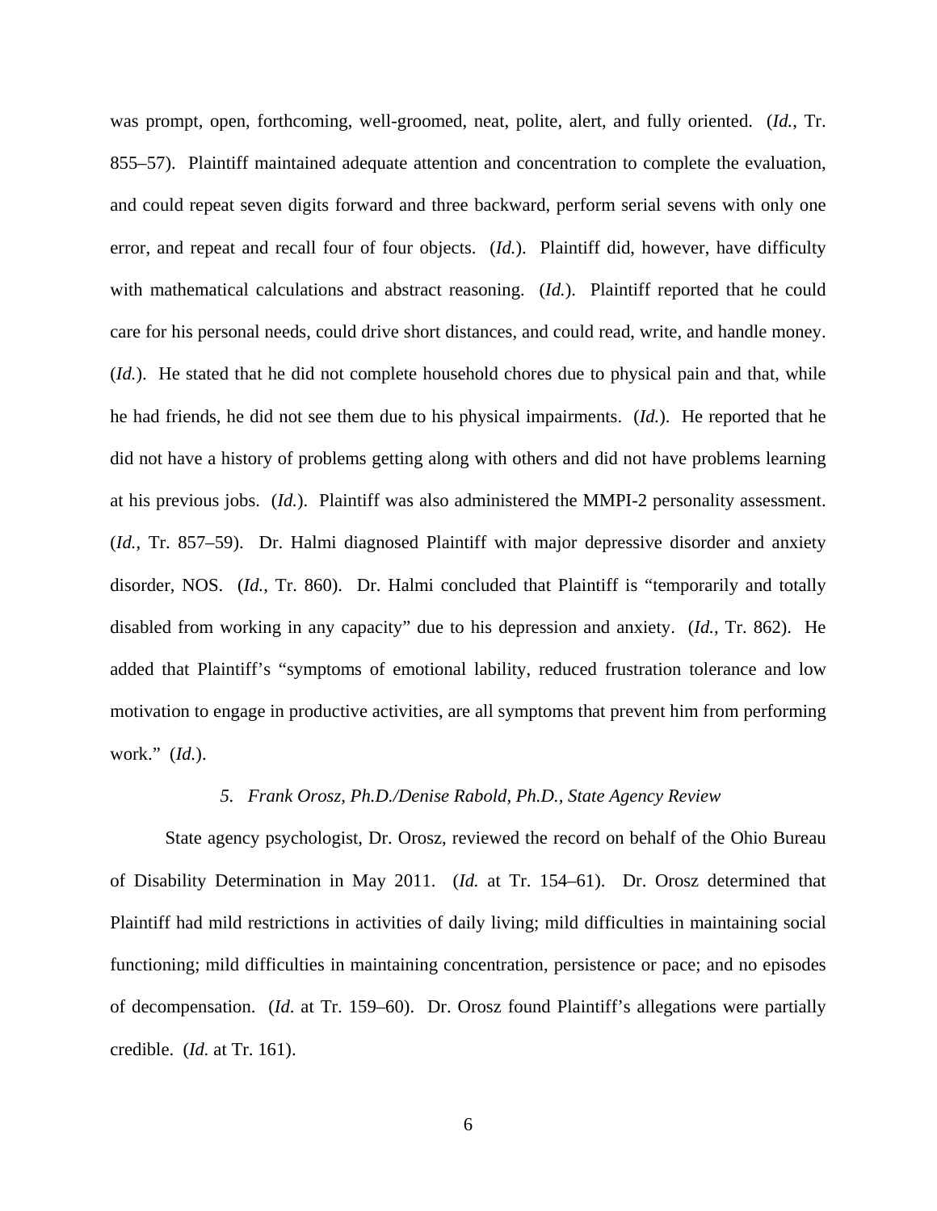was prompt, open, forthcoming, well-groomed, neat, polite, alert, and fully oriented. (*Id.*, Tr. 855–57). Plaintiff maintained adequate attention and concentration to complete the evaluation, and could repeat seven digits forward and three backward, perform serial sevens with only one error, and repeat and recall four of four objects. (*Id.*). Plaintiff did, however, have difficulty with mathematical calculations and abstract reasoning. (*Id.*). Plaintiff reported that he could care for his personal needs, could drive short distances, and could read, write, and handle money. (*Id.*). He stated that he did not complete household chores due to physical pain and that, while he had friends, he did not see them due to his physical impairments. (*Id.*). He reported that he did not have a history of problems getting along with others and did not have problems learning at his previous jobs. (*Id.*). Plaintiff was also administered the MMPI-2 personality assessment. (*Id.*, Tr. 857–59). Dr. Halmi diagnosed Plaintiff with major depressive disorder and anxiety disorder, NOS. (*Id.*, Tr. 860). Dr. Halmi concluded that Plaintiff is "temporarily and totally disabled from working in any capacity" due to his depression and anxiety. (*Id.*, Tr. 862). He added that Plaintiff's "symptoms of emotional lability, reduced frustration tolerance and low motivation to engage in productive activities, are all symptoms that prevent him from performing work." (*Id.*).

*5. Frank Orosz, Ph.D./Denise Rabold, Ph.D., State Agency Review*

State agency psychologist, Dr. Orosz, reviewed the record on behalf of the Ohio Bureau of Disability Determination in May 2011. (*Id.* at Tr. 154–61). Dr. Orosz determined that Plaintiff had mild restrictions in activities of daily living; mild difficulties in maintaining social functioning; mild difficulties in maintaining concentration, persistence or pace; and no episodes of decompensation. (*Id*. at Tr. 159–60). Dr. Orosz found Plaintiff's allegations were partially credible. (*Id.* at Tr. 161).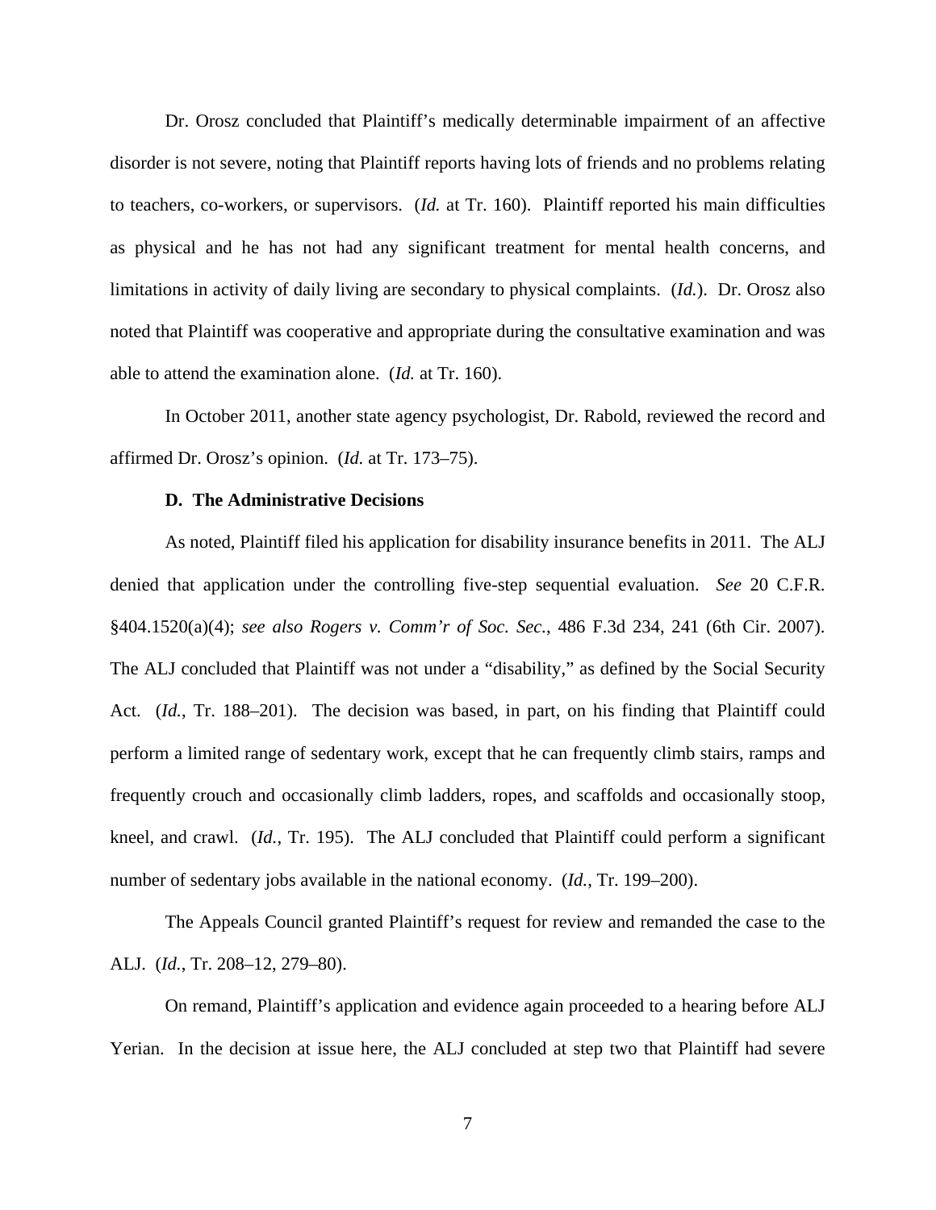Dr. Orosz concluded that Plaintiff's medically determinable impairment of an affective disorder is not severe, noting that Plaintiff reports having lots of friends and no problems relating to teachers, co-workers, or supervisors. (*Id.* at Tr. 160). Plaintiff reported his main difficulties as physical and he has not had any significant treatment for mental health concerns, and limitations in activity of daily living are secondary to physical complaints. (*Id.*). Dr. Orosz also noted that Plaintiff was cooperative and appropriate during the consultative examination and was able to attend the examination alone. (*Id.* at Tr. 160).

In October 2011, another state agency psychologist, Dr. Rabold, reviewed the record and affirmed Dr. Orosz's opinion. (*Id.* at Tr. 173–75).

### D. The Administrative Decisions

As noted, Plaintiff filed his application for disability insurance benefits in 2011. The ALJ denied that application under the controlling five-step sequential evaluation. *See* 20 C.F.R. §404.1520(a)(4); *see also Rogers v. Comm'r of Soc. Sec.*, 486 F.3d 234, 241 (6th Cir. 2007). The ALJ concluded that Plaintiff was not under a "disability," as defined by the Social Security Act. (*Id.*, Tr. 188–201). The decision was based, in part, on his finding that Plaintiff could perform a limited range of sedentary work, except that he can frequently climb stairs, ramps and frequently crouch and occasionally climb ladders, ropes, and scaffolds and occasionally stoop, kneel, and crawl. (*Id.*, Tr. 195). The ALJ concluded that Plaintiff could perform a significant number of sedentary jobs available in the national economy. (*Id.*, Tr. 199–200).

The Appeals Council granted Plaintiff's request for review and remanded the case to the ALJ. (*Id.*, Tr. 208–12, 279–80).

On remand, Plaintiff's application and evidence again proceeded to a hearing before ALJ Yerian. In the decision at issue here, the ALJ concluded at step two that Plaintiff had severe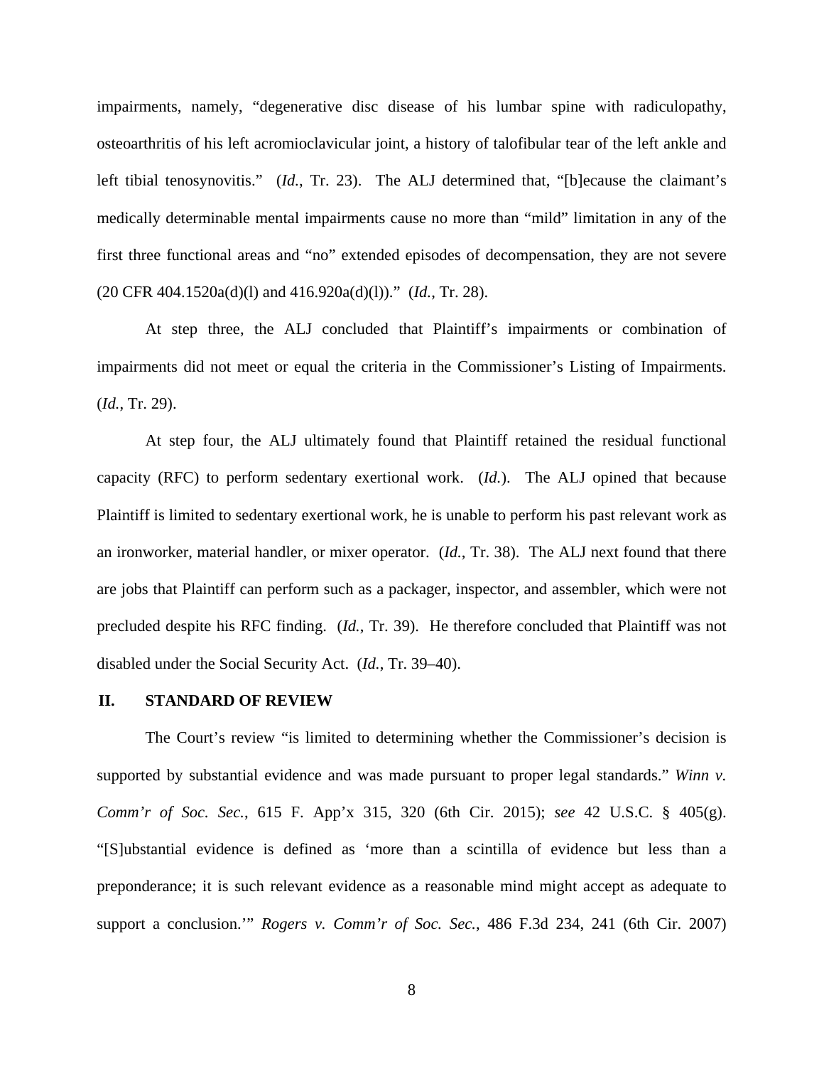impairments, namely, "degenerative disc disease of his lumbar spine with radiculopathy, osteoarthritis of his left acromioclavicular joint, a history of talofibular tear of the left ankle and left tibial tenosynovitis." (*Id.*, Tr. 23). The ALJ determined that, "[b]ecause the claimant's medically determinable mental impairments cause no more than "mild" limitation in any of the first three functional areas and "no" extended episodes of decompensation, they are not severe (20 CFR 404.1520a(d)(l) and 416.920a(d)(l))." (*Id.*, Tr. 28).

At step three, the ALJ concluded that Plaintiff's impairments or combination of impairments did not meet or equal the criteria in the Commissioner's Listing of Impairments. (*Id.*, Tr. 29).

At step four, the ALJ ultimately found that Plaintiff retained the residual functional capacity (RFC) to perform sedentary exertional work. (*Id.*). The ALJ opined that because Plaintiff is limited to sedentary exertional work, he is unable to perform his past relevant work as an ironworker, material handler, or mixer operator. (*Id.*, Tr. 38). The ALJ next found that there are jobs that Plaintiff can perform such as a packager, inspector, and assembler, which were not precluded despite his RFC finding. (*Id.*, Tr. 39). He therefore concluded that Plaintiff was not disabled under the Social Security Act. (*Id.*, Tr. 39–40).

## II. STANDARD OF REVIEW

The Court's review "is limited to determining whether the Commissioner's decision is supported by substantial evidence and was made pursuant to proper legal standards." *Winn v. Comm'r of Soc. Sec.*, 615 F. App'x 315, 320 (6th Cir. 2015); *see* 42 U.S.C. § 405(g). "[S]ubstantial evidence is defined as 'more than a scintilla of evidence but less than a preponderance; it is such relevant evidence as a reasonable mind might accept as adequate to support a conclusion.'" *Rogers v. Comm'r of Soc. Sec.*, 486 F.3d 234, 241 (6th Cir. 2007)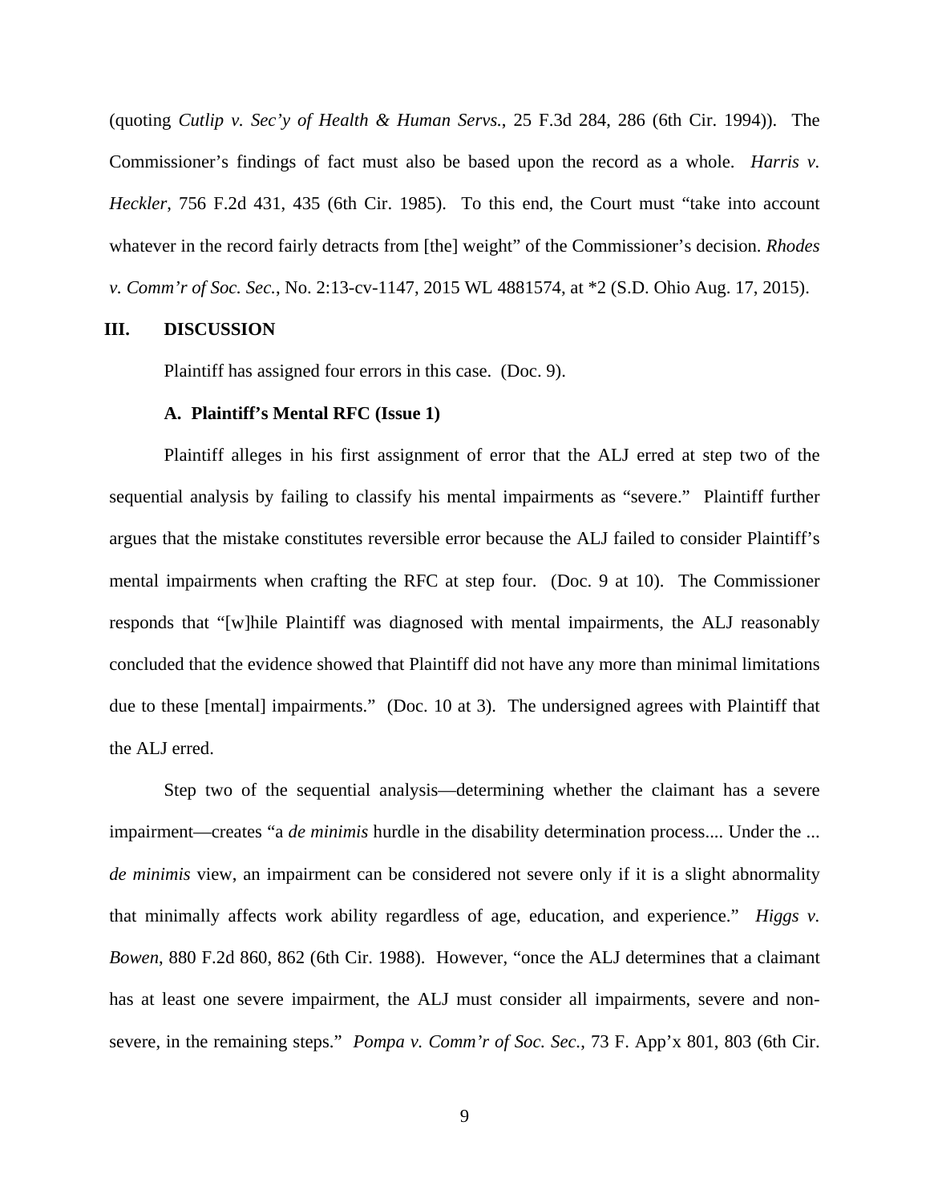(quoting *Cutlip v. Sec'y of Health & Human Servs.*, 25 F.3d 284, 286 (6th Cir. 1994)). The Commissioner's findings of fact must also be based upon the record as a whole. *Harris v. Heckler*, 756 F.2d 431, 435 (6th Cir. 1985). To this end, the Court must "take into account whatever in the record fairly detracts from [the] weight" of the Commissioner's decision. *Rhodes v. Comm'r of Soc. Sec.*, No. 2:13-cv-1147, 2015 WL 4881574, at *2 (S.D. Ohio Aug. 17, 2015).

## III. DISCUSSION

Plaintiff has assigned four errors in this case. (Doc. 9).

### A. Plaintiff's Mental RFC (Issue 1)

Plaintiff alleges in his first assignment of error that the ALJ erred at step two of the sequential analysis by failing to classify his mental impairments as "severe." Plaintiff further argues that the mistake constitutes reversible error because the ALJ failed to consider Plaintiff's mental impairments when crafting the RFC at step four. (Doc. 9 at 10). The Commissioner responds that "[w]hile Plaintiff was diagnosed with mental impairments, the ALJ reasonably concluded that the evidence showed that Plaintiff did not have any more than minimal limitations due to these [mental] impairments." (Doc. 10 at 3). The undersigned agrees with Plaintiff that the ALJ erred.

Step two of the sequential analysis—determining whether the claimant has a severe impairment—creates "a *de minimis* hurdle in the disability determination process.... Under the ... *de minimis* view, an impairment can be considered not severe only if it is a slight abnormality that minimally affects work ability regardless of age, education, and experience." *Higgs v. Bowen*, 880 F.2d 860, 862 (6th Cir. 1988). However, "once the ALJ determines that a claimant has at least one severe impairment, the ALJ must consider all impairments, severe and non-severe, in the remaining steps." *Pompa v. Comm'r of Soc. Sec.*, 73 F. App'x 801, 803 (6th Cir.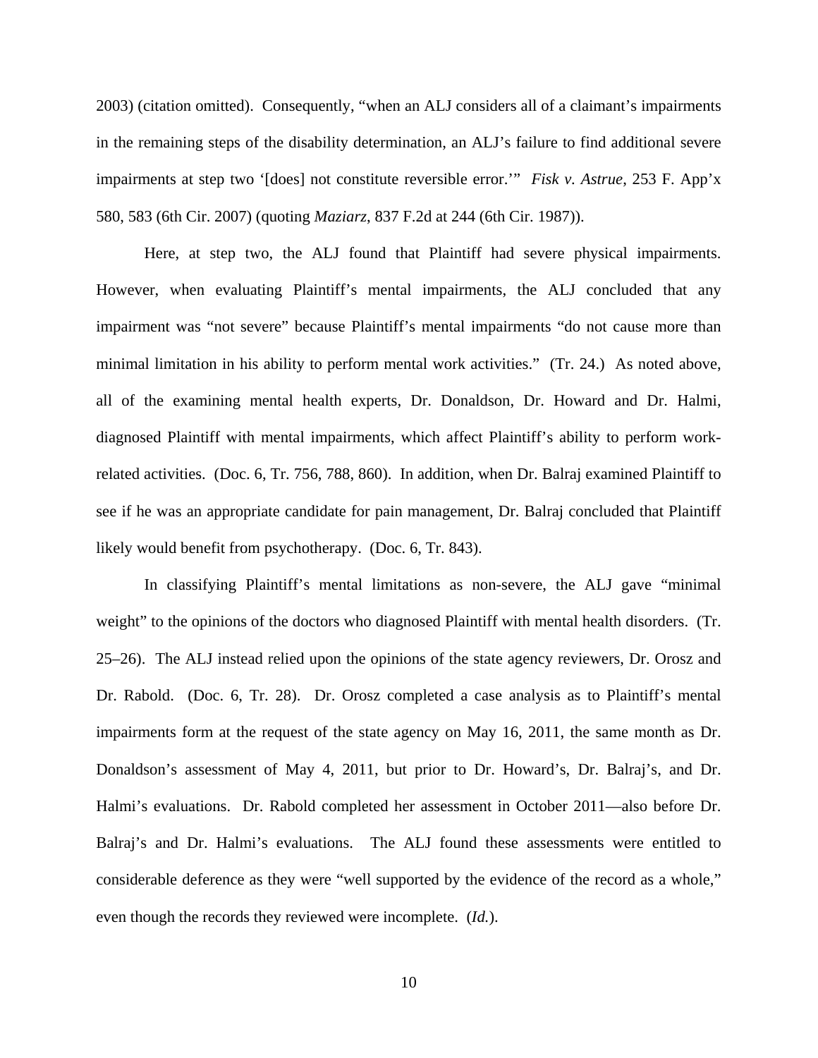2003) (citation omitted). Consequently, "when an ALJ considers all of a claimant's impairments in the remaining steps of the disability determination, an ALJ's failure to find additional severe impairments at step two '[does] not constitute reversible error.'" *Fisk v. Astrue*, 253 F. App'x 580, 583 (6th Cir. 2007) (quoting *Maziarz*, 837 F.2d at 244 (6th Cir. 1987)).

Here, at step two, the ALJ found that Plaintiff had severe physical impairments. However, when evaluating Plaintiff's mental impairments, the ALJ concluded that any impairment was "not severe" because Plaintiff's mental impairments "do not cause more than minimal limitation in his ability to perform mental work activities." (Tr. 24.) As noted above, all of the examining mental health experts, Dr. Donaldson, Dr. Howard and Dr. Halmi, diagnosed Plaintiff with mental impairments, which affect Plaintiff's ability to perform work-related activities. (Doc. 6, Tr. 756, 788, 860). In addition, when Dr. Balraj examined Plaintiff to see if he was an appropriate candidate for pain management, Dr. Balraj concluded that Plaintiff likely would benefit from psychotherapy. (Doc. 6, Tr. 843).

In classifying Plaintiff's mental limitations as non-severe, the ALJ gave "minimal weight" to the opinions of the doctors who diagnosed Plaintiff with mental health disorders. (Tr. 25–26). The ALJ instead relied upon the opinions of the state agency reviewers, Dr. Orosz and Dr. Rabold. (Doc. 6, Tr. 28). Dr. Orosz completed a case analysis as to Plaintiff's mental impairments form at the request of the state agency on May 16, 2011, the same month as Dr. Donaldson's assessment of May 4, 2011, but prior to Dr. Howard's, Dr. Balraj's, and Dr. Halmi's evaluations. Dr. Rabold completed her assessment in October 2011—also before Dr. Balraj's and Dr. Halmi's evaluations. The ALJ found these assessments were entitled to considerable deference as they were "well supported by the evidence of the record as a whole," even though the records they reviewed were incomplete. (*Id.*).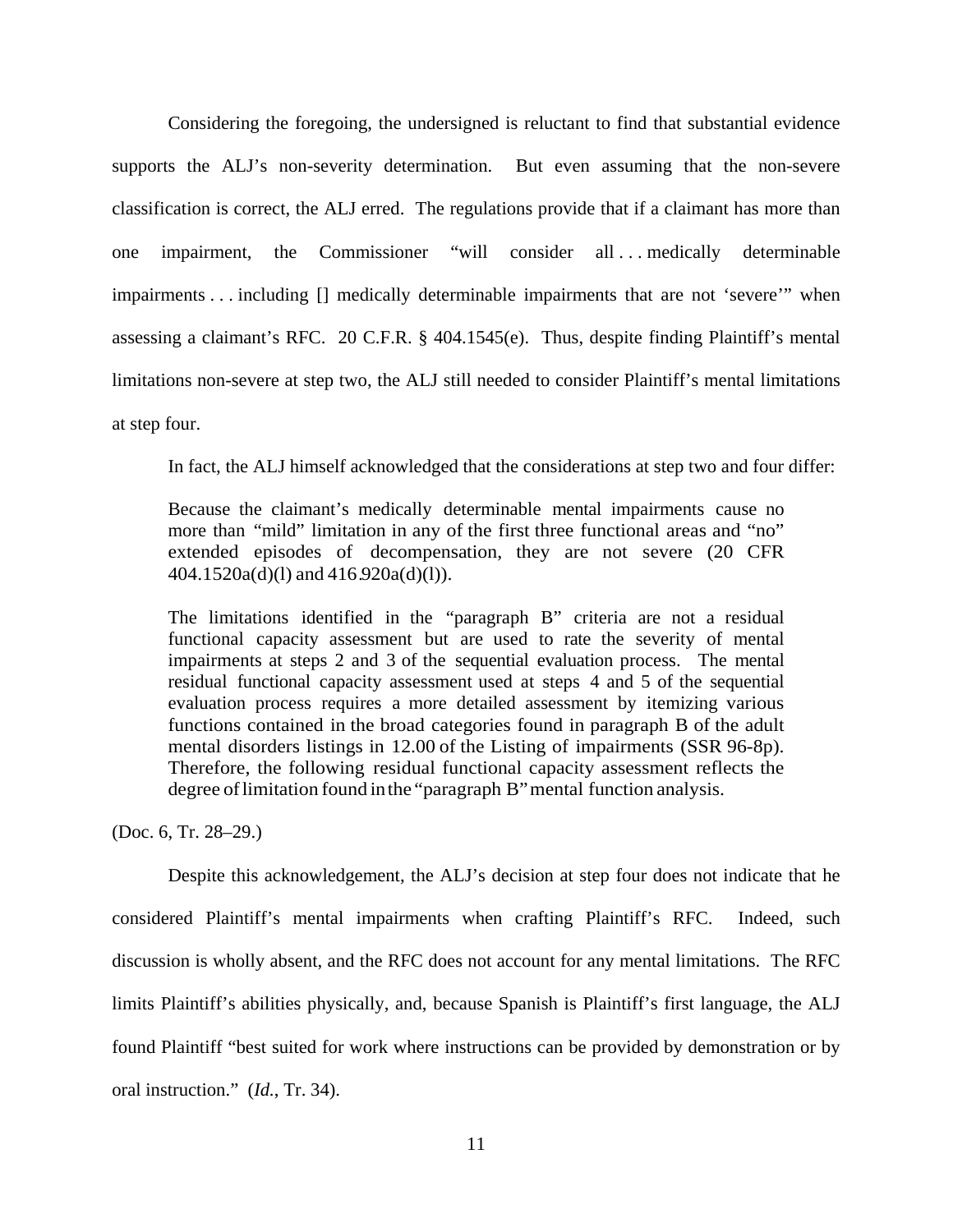Considering the foregoing, the undersigned is reluctant to find that substantial evidence supports the ALJ's non-severity determination. But even assuming that the non-severe classification is correct, the ALJ erred. The regulations provide that if a claimant has more than one impairment, the Commissioner "will consider all . . . medically determinable impairments . . . including [] medically determinable impairments that are not 'severe'" when assessing a claimant's RFC. 20 C.F.R. § 404.1545(e). Thus, despite finding Plaintiff's mental limitations non-severe at step two, the ALJ still needed to consider Plaintiff's mental limitations at step four.

In fact, the ALJ himself acknowledged that the considerations at step two and four differ:

> Because the claimant's medically determinable mental impairments cause no more than "mild" limitation in any of the first three functional areas and "no" extended episodes of decompensation, they are not severe (20 CFR 404.1520a(d)(l) and 416.920a(d)(l)).
>
> The limitations identified in the "paragraph B" criteria are not a residual functional capacity assessment but are used to rate the severity of mental impairments at steps 2 and 3 of the sequential evaluation process. The mental residual functional capacity assessment used at steps 4 and 5 of the sequential evaluation process requires a more detailed assessment by itemizing various functions contained in the broad categories found in paragraph B of the adult mental disorders listings in 12.00 of the Listing of impairments (SSR 96-8p). Therefore, the following residual functional capacity assessment reflects the degree of limitation found in the "paragraph B" mental function analysis.

(Doc. 6, Tr. 28–29.)

Despite this acknowledgement, the ALJ's decision at step four does not indicate that he considered Plaintiff's mental impairments when crafting Plaintiff's RFC. Indeed, such discussion is wholly absent, and the RFC does not account for any mental limitations. The RFC limits Plaintiff's abilities physically, and, because Spanish is Plaintiff's first language, the ALJ found Plaintiff "best suited for work where instructions can be provided by demonstration or by oral instruction." (*Id.*, Tr. 34).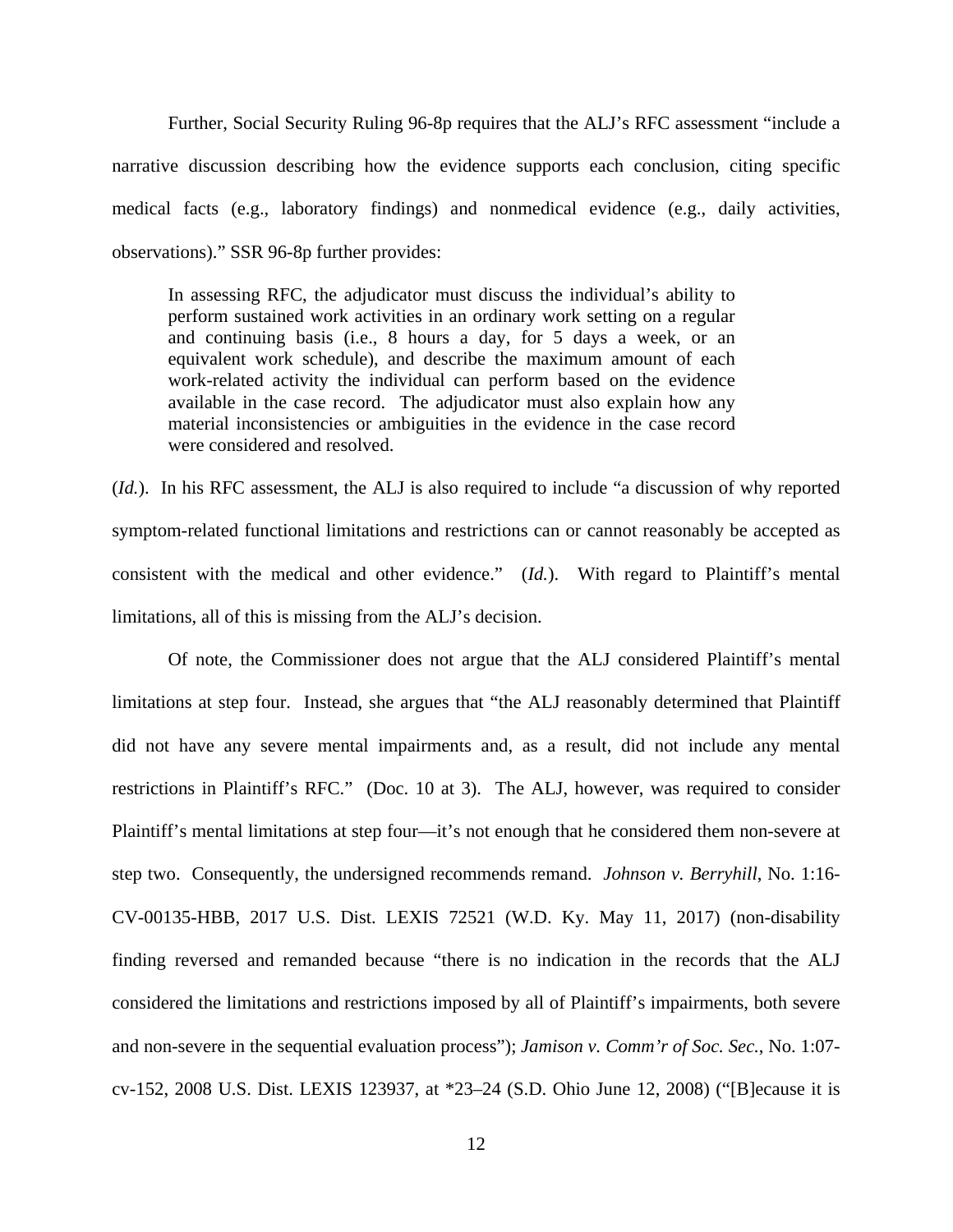Further, Social Security Ruling 96-8p requires that the ALJ's RFC assessment "include a narrative discussion describing how the evidence supports each conclusion, citing specific medical facts (e.g., laboratory findings) and nonmedical evidence (e.g., daily activities, observations)." SSR 96-8p further provides:

> In assessing RFC, the adjudicator must discuss the individual's ability to perform sustained work activities in an ordinary work setting on a regular and continuing basis (i.e., 8 hours a day, for 5 days a week, or an equivalent work schedule), and describe the maximum amount of each work-related activity the individual can perform based on the evidence available in the case record. The adjudicator must also explain how any material inconsistencies or ambiguities in the evidence in the case record were considered and resolved.

(*Id.*). In his RFC assessment, the ALJ is also required to include "a discussion of why reported symptom-related functional limitations and restrictions can or cannot reasonably be accepted as consistent with the medical and other evidence." (*Id.*). With regard to Plaintiff's mental limitations, all of this is missing from the ALJ's decision.

Of note, the Commissioner does not argue that the ALJ considered Plaintiff's mental limitations at step four. Instead, she argues that "the ALJ reasonably determined that Plaintiff did not have any severe mental impairments and, as a result, did not include any mental restrictions in Plaintiff's RFC." (Doc. 10 at 3). The ALJ, however, was required to consider Plaintiff's mental limitations at step four—it's not enough that he considered them non-severe at step two. Consequently, the undersigned recommends remand. *Johnson v. Berryhill*, No. 1:16-CV-00135-HBB, 2017 U.S. Dist. LEXIS 72521 (W.D. Ky. May 11, 2017) (non-disability finding reversed and remanded because "there is no indication in the records that the ALJ considered the limitations and restrictions imposed by all of Plaintiff's impairments, both severe and non-severe in the sequential evaluation process"); *Jamison v. Comm'r of Soc. Sec.*, No. 1:07-cv-152, 2008 U.S. Dist. LEXIS 123937, at *23–24 (S.D. Ohio June 12, 2008) ("[B]ecause it is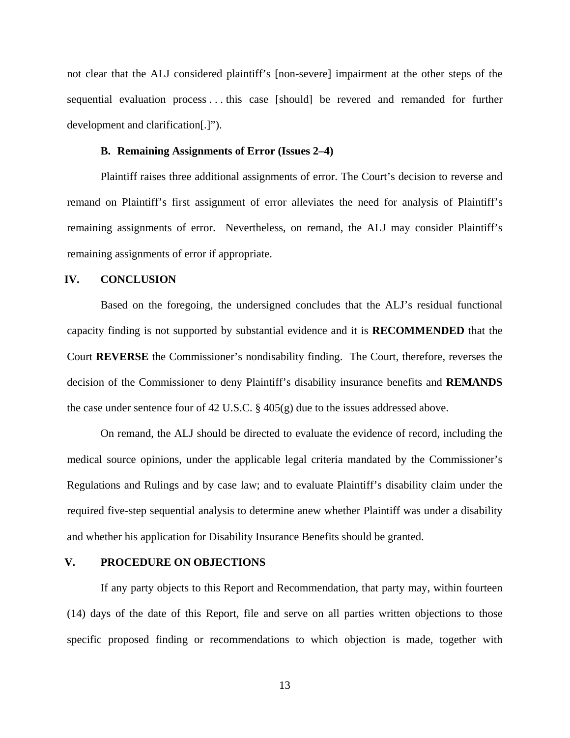not clear that the ALJ considered plaintiff's [non-severe] impairment at the other steps of the sequential evaluation process . . . this case [should] be revered and remanded for further development and clarification[.]").

### B. Remaining Assignments of Error (Issues 2–4)

Plaintiff raises three additional assignments of error. The Court's decision to reverse and remand on Plaintiff's first assignment of error alleviates the need for analysis of Plaintiff's remaining assignments of error. Nevertheless, on remand, the ALJ may consider Plaintiff's remaining assignments of error if appropriate.

## IV. CONCLUSION

Based on the foregoing, the undersigned concludes that the ALJ's residual functional capacity finding is not supported by substantial evidence and it is **RECOMMENDED** that the Court **REVERSE** the Commissioner's nondisability finding. The Court, therefore, reverses the decision of the Commissioner to deny Plaintiff's disability insurance benefits and **REMANDS** the case under sentence four of 42 U.S.C. § 405(g) due to the issues addressed above.

On remand, the ALJ should be directed to evaluate the evidence of record, including the medical source opinions, under the applicable legal criteria mandated by the Commissioner's Regulations and Rulings and by case law; and to evaluate Plaintiff's disability claim under the required five-step sequential analysis to determine anew whether Plaintiff was under a disability and whether his application for Disability Insurance Benefits should be granted.

## V. PROCEDURE ON OBJECTIONS

If any party objects to this Report and Recommendation, that party may, within fourteen (14) days of the date of this Report, file and serve on all parties written objections to those specific proposed finding or recommendations to which objection is made, together with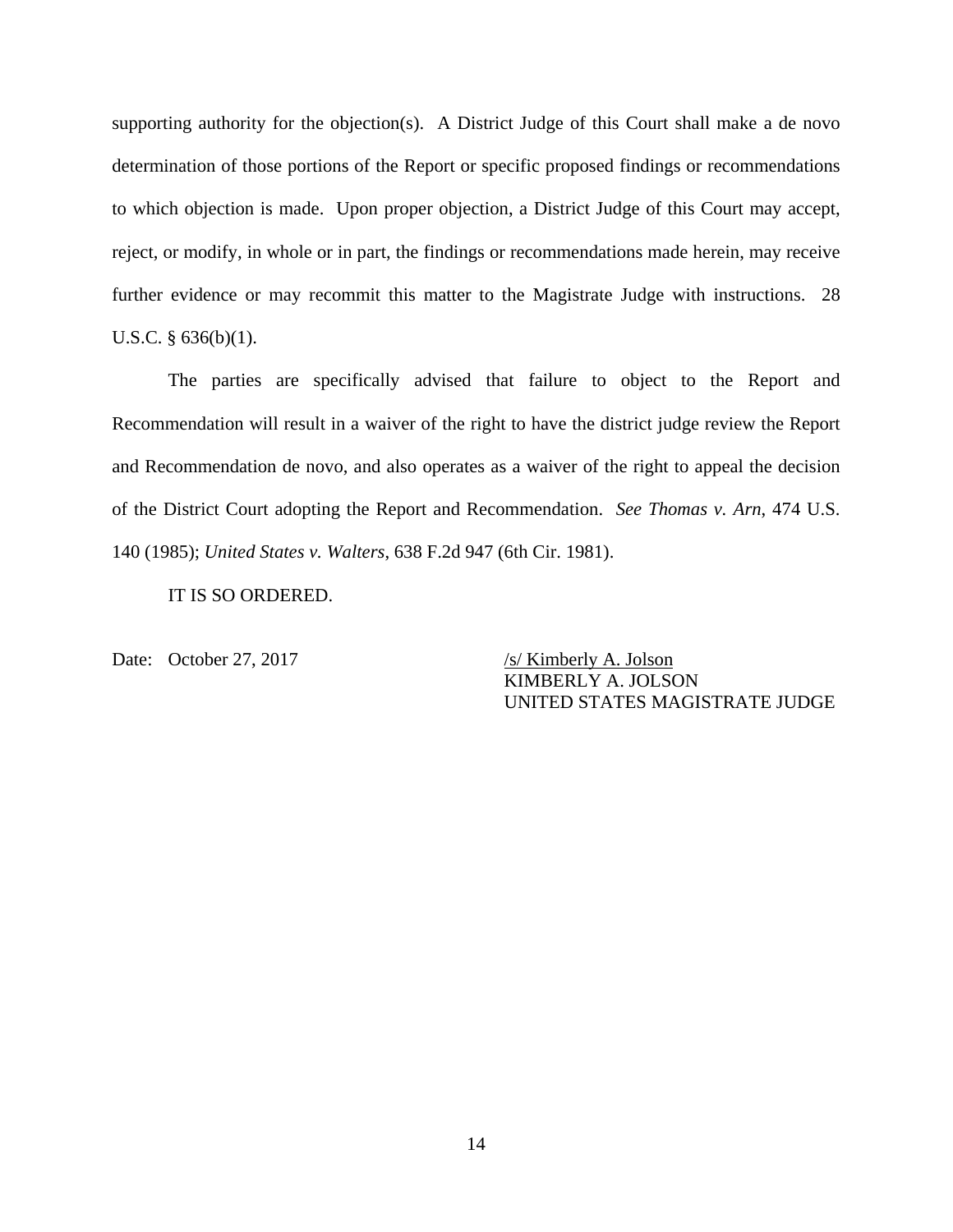supporting authority for the objection(s). A District Judge of this Court shall make a de novo determination of those portions of the Report or specific proposed findings or recommendations to which objection is made. Upon proper objection, a District Judge of this Court may accept, reject, or modify, in whole or in part, the findings or recommendations made herein, may receive further evidence or may recommit this matter to the Magistrate Judge with instructions. 28 U.S.C. § 636(b)(1).

The parties are specifically advised that failure to object to the Report and Recommendation will result in a waiver of the right to have the district judge review the Report and Recommendation de novo, and also operates as a waiver of the right to appeal the decision of the District Court adopting the Report and Recommendation. *See Thomas v. Arn*, 474 U.S. 140 (1985); *United States v. Walters*, 638 F.2d 947 (6th Cir. 1981).

IT IS SO ORDERED.

Date: October 27, 2017

/s/ Kimberly A. Jolson
KIMBERLY A. JOLSON
UNITED STATES MAGISTRATE JUDGE